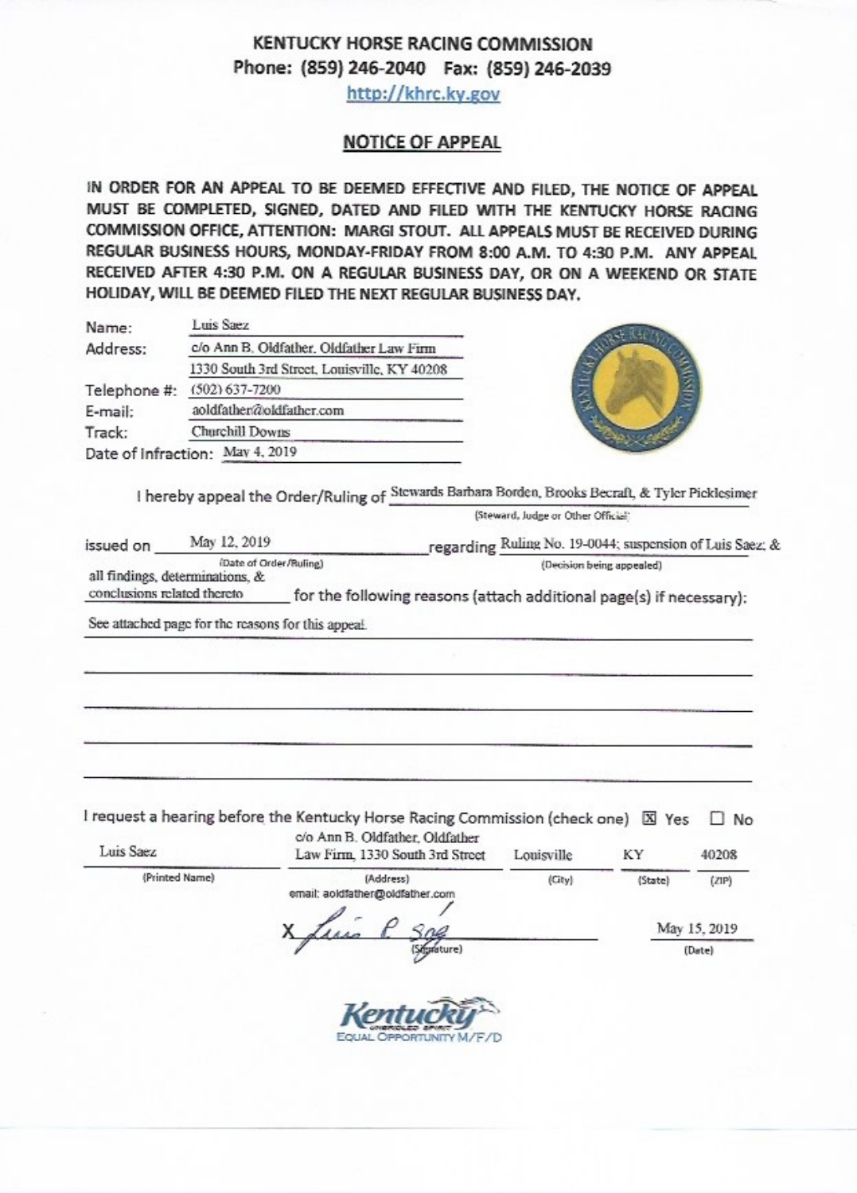# KENTUCKY HORSE RACING COMMISSION

**Phone: (859) 246-2040 Fax: (859) 246-2039**

http://khrc.ky.gov

## NOTICE OF APPEAL

**IN ORDER FOR AN APPEAL TO BE DEEMED EFFECTIVE AND FILED, THE NOTICE OF APPEAL MUST BE COMPLETED, SIGNED, DATED AND FILED WITH THE KENTUCKY HORSE RACING COMMISSION OFFICE, ATTENTION: MARGI STOUT. ALL APPEALS MUST BE RECEIVED DURING REGULAR BUSINESS HOURS, MONDAY-FRIDAY FROM 8:00 A.M. TO 4:30 P.M. ANY APPEAL RECEIVED AFTER 4:30 P.M. ON A REGULAR BUSINESS DAY, OR ON A WEEKEND OR STATE HOLIDAY, WILL BE DEEMED FILED THE NEXT REGULAR BUSINESS DAY.**

Name: Luis Saez

Address: c/o Ann B. Oldfather, Oldfather Law Firm
1330 South 3rd Street, Louisville, KY 40208

Telephone #: (502) 637-7200

E-mail: aoldfather@oldfather.com

Track: Churchill Downs

Date of Infraction: May 4, 2019

I hereby appeal the Order/Ruling of Stewards Barbara Borden, Brooks Becraft, & Tyler Picklesimer (Steward, Judge or Other Official)

issued on May 12, 2019 (Date of Order/Ruling) regarding Ruling No. 19-0044; suspension of Luis Saez; & all findings, determinations, & conclusions related thereto (Decision being appealed) for the following reasons (attach additional page(s) if necessary):

See attached page for the reasons for this appeal.

I request a hearing before the Kentucky Horse Racing Commission (check one) ☒ Yes ☐ No

| Luis Saez | c/o Ann B. Oldfather, Oldfather Law Firm, 1330 South 3rd Street | Louisville | KY | 40208 |
|---|---|---|---|---|
| (Printed Name) | (Address) | (City) | (State) | (ZIP) |

email: aoldfather@oldfather.com

X Luis P. Saez (Signature) May 15, 2019 (Date)

Kentucky Unbridled Spirit
EQUAL OPPORTUNITY M/F/D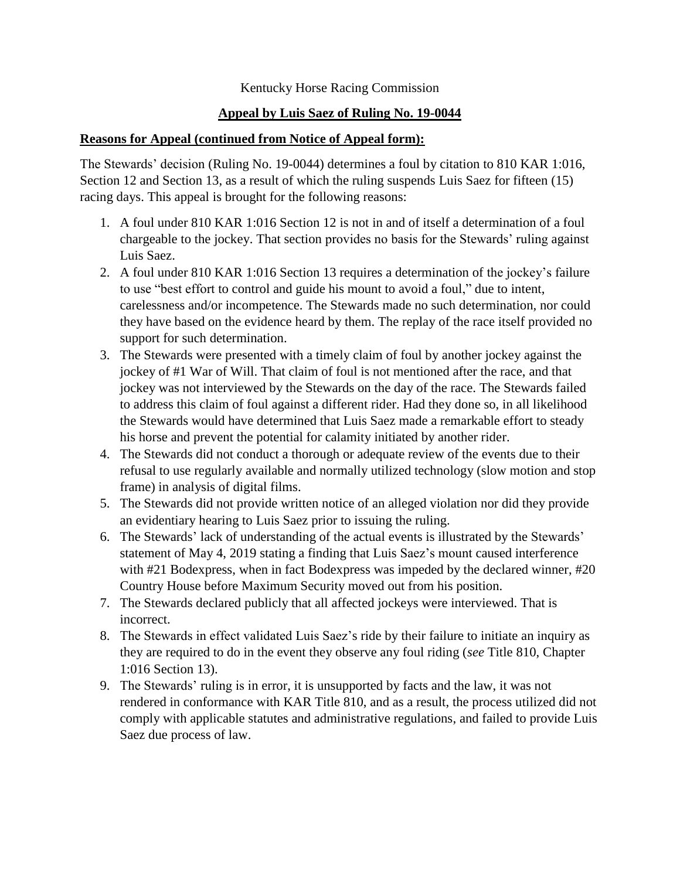Kentucky Horse Racing Commission

**Appeal by Luis Saez of Ruling No. 19-0044**

**Reasons for Appeal (continued from Notice of Appeal form):**

The Stewards' decision (Ruling No. 19-0044) determines a foul by citation to 810 KAR 1:016, Section 12 and Section 13, as a result of which the ruling suspends Luis Saez for fifteen (15) racing days. This appeal is brought for the following reasons:

1. A foul under 810 KAR 1:016 Section 12 is not in and of itself a determination of a foul chargeable to the jockey. That section provides no basis for the Stewards' ruling against Luis Saez.
2. A foul under 810 KAR 1:016 Section 13 requires a determination of the jockey's failure to use "best effort to control and guide his mount to avoid a foul," due to intent, carelessness and/or incompetence. The Stewards made no such determination, nor could they have based on the evidence heard by them. The replay of the race itself provided no support for such determination.
3. The Stewards were presented with a timely claim of foul by another jockey against the jockey of #1 War of Will. That claim of foul is not mentioned after the race, and that jockey was not interviewed by the Stewards on the day of the race. The Stewards failed to address this claim of foul against a different rider. Had they done so, in all likelihood the Stewards would have determined that Luis Saez made a remarkable effort to steady his horse and prevent the potential for calamity initiated by another rider.
4. The Stewards did not conduct a thorough or adequate review of the events due to their refusal to use regularly available and normally utilized technology (slow motion and stop frame) in analysis of digital films.
5. The Stewards did not provide written notice of an alleged violation nor did they provide an evidentiary hearing to Luis Saez prior to issuing the ruling.
6. The Stewards' lack of understanding of the actual events is illustrated by the Stewards' statement of May 4, 2019 stating a finding that Luis Saez's mount caused interference with #21 Bodexpress, when in fact Bodexpress was impeded by the declared winner, #20 Country House before Maximum Security moved out from his position.
7. The Stewards declared publicly that all affected jockeys were interviewed. That is incorrect.
8. The Stewards in effect validated Luis Saez's ride by their failure to initiate an inquiry as they are required to do in the event they observe any foul riding (*see* Title 810, Chapter 1:016 Section 13).
9. The Stewards' ruling is in error, it is unsupported by facts and the law, it was not rendered in conformance with KAR Title 810, and as a result, the process utilized did not comply with applicable statutes and administrative regulations, and failed to provide Luis Saez due process of law.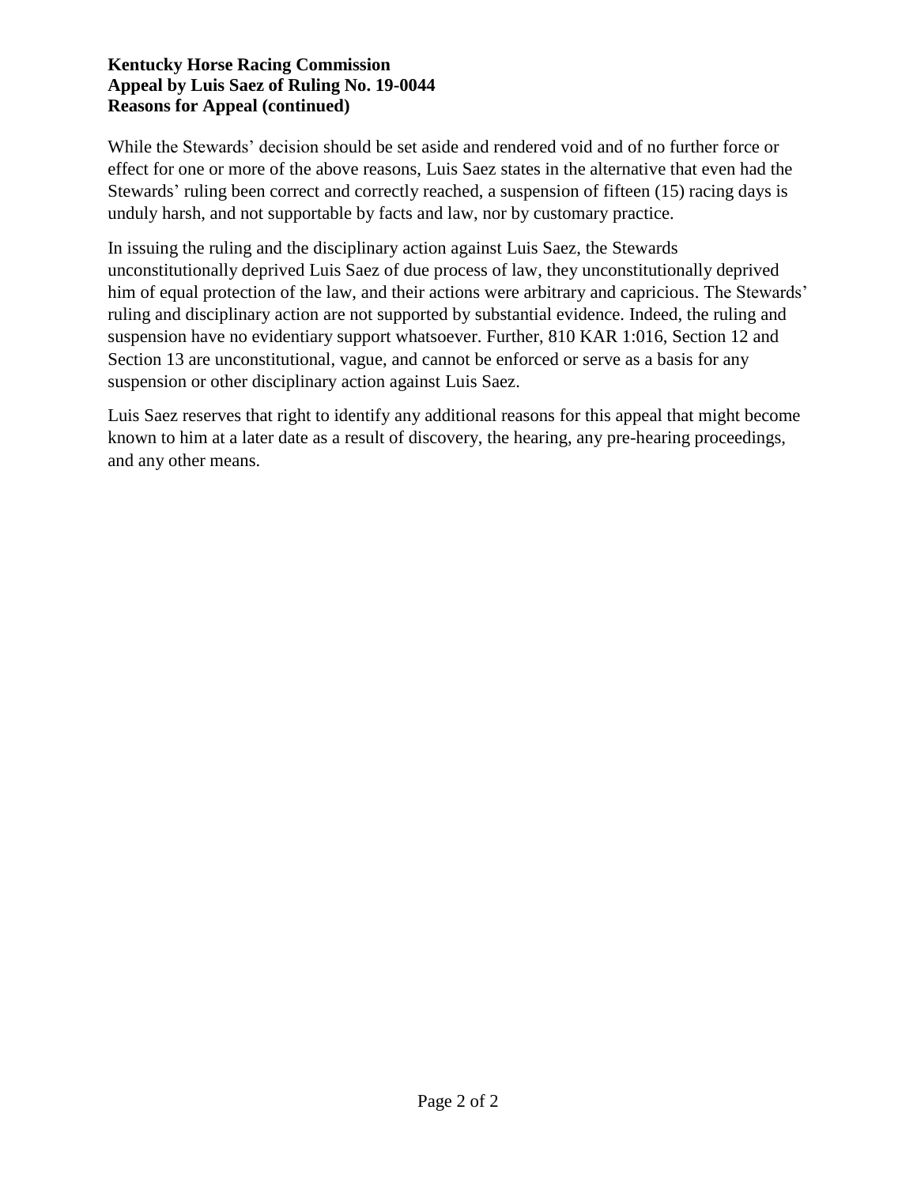**Kentucky Horse Racing Commission**
**Appeal by Luis Saez of Ruling No. 19-0044**
**Reasons for Appeal (continued)**

While the Stewards' decision should be set aside and rendered void and of no further force or effect for one or more of the above reasons, Luis Saez states in the alternative that even had the Stewards' ruling been correct and correctly reached, a suspension of fifteen (15) racing days is unduly harsh, and not supportable by facts and law, nor by customary practice.

In issuing the ruling and the disciplinary action against Luis Saez, the Stewards unconstitutionally deprived Luis Saez of due process of law, they unconstitutionally deprived him of equal protection of the law, and their actions were arbitrary and capricious. The Stewards' ruling and disciplinary action are not supported by substantial evidence. Indeed, the ruling and suspension have no evidentiary support whatsoever. Further, 810 KAR 1:016, Section 12 and Section 13 are unconstitutional, vague, and cannot be enforced or serve as a basis for any suspension or other disciplinary action against Luis Saez.

Luis Saez reserves that right to identify any additional reasons for this appeal that might become known to him at a later date as a result of discovery, the hearing, any pre-hearing proceedings, and any other means.